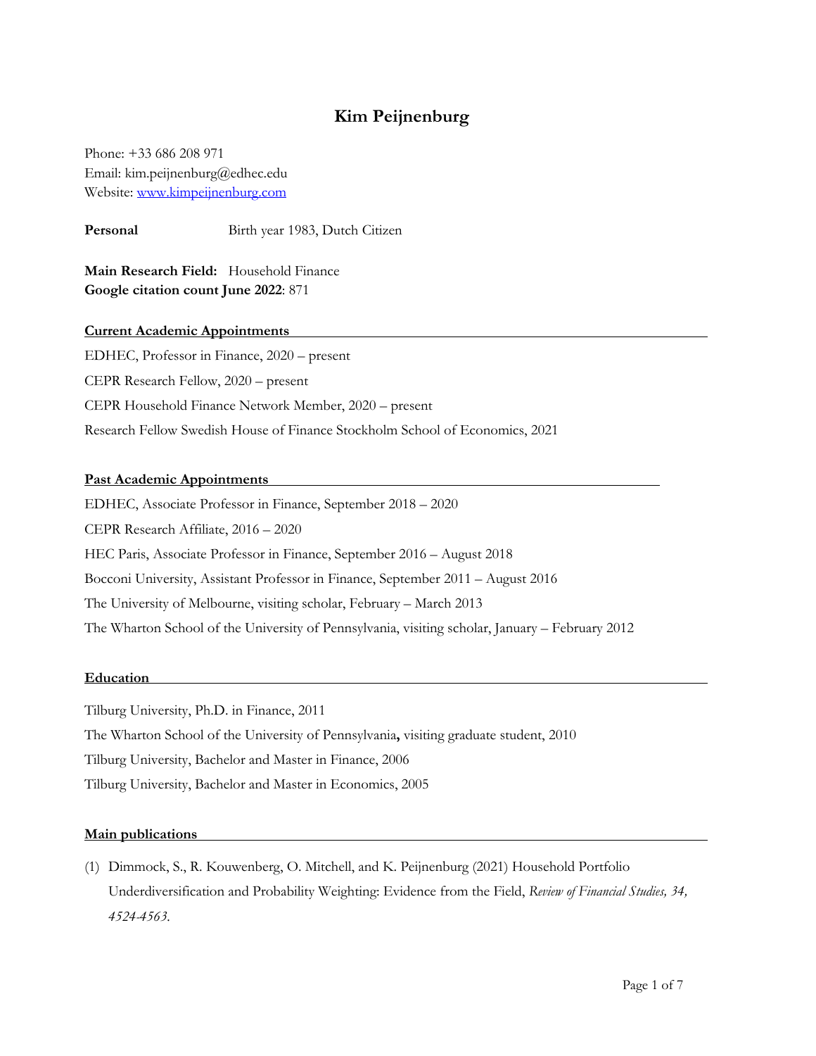# Kim Peijnenburg

Phone: +33 686 208 971
Email: kim.peijnenburg@edhec.edu
Website: [www.kimpeijnenburg.com](http://www.kimpeijnenburg.com)

**Personal** Birth year 1983, Dutch Citizen

**Main Research Field:** Household Finance
**Google citation count June 2022**: 871

## Current Academic Appointments

EDHEC, Professor in Finance, 2020 – present

CEPR Research Fellow, 2020 – present

CEPR Household Finance Network Member, 2020 – present

Research Fellow Swedish House of Finance Stockholm School of Economics, 2021

## Past Academic Appointments

EDHEC, Associate Professor in Finance, September 2018 – 2020

CEPR Research Affiliate, 2016 – 2020

HEC Paris, Associate Professor in Finance, September 2016 – August 2018

Bocconi University, Assistant Professor in Finance, September 2011 – August 2016

The University of Melbourne, visiting scholar, February – March 2013

The Wharton School of the University of Pennsylvania, visiting scholar, January – February 2012

## Education

Tilburg University, Ph.D. in Finance, 2011

The Wharton School of the University of Pennsylvania**,** visiting graduate student, 2010

Tilburg University, Bachelor and Master in Finance, 2006

Tilburg University, Bachelor and Master in Economics, 2005

## Main publications

(1) Dimmock, S., R. Kouwenberg, O. Mitchell, and K. Peijnenburg (2021) Household Portfolio Underdiversification and Probability Weighting: Evidence from the Field, *Review of Financial Studies, 34, 4524-4563.*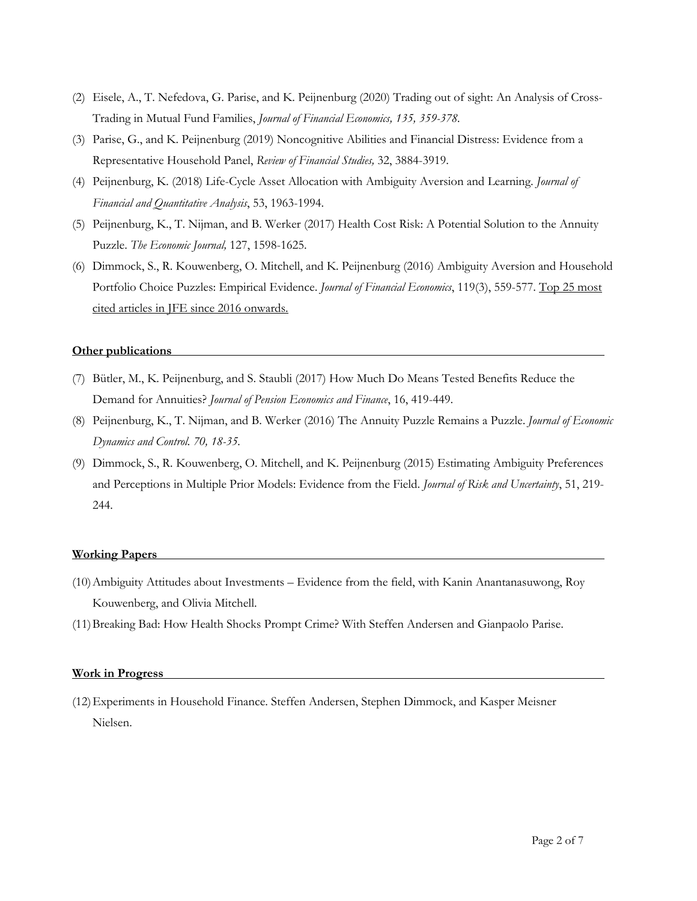(2) Eisele, A., T. Nefedova, G. Parise, and K. Peijnenburg (2020) Trading out of sight: An Analysis of Cross-Trading in Mutual Fund Families, *Journal of Financial Economics, 135, 359-378*.

(3) Parise, G., and K. Peijnenburg (2019) Noncognitive Abilities and Financial Distress: Evidence from a Representative Household Panel, *Review of Financial Studies,* 32, 3884-3919.

(4) Peijnenburg, K. (2018) Life-Cycle Asset Allocation with Ambiguity Aversion and Learning. *Journal of Financial and Quantitative Analysis*, 53, 1963-1994.

(5) Peijnenburg, K., T. Nijman, and B. Werker (2017) Health Cost Risk: A Potential Solution to the Annuity Puzzle. *The Economic Journal,* 127, 1598-1625.

(6) Dimmock, S., R. Kouwenberg, O. Mitchell, and K. Peijnenburg (2016) Ambiguity Aversion and Household Portfolio Choice Puzzles: Empirical Evidence. *Journal of Financial Economics*, 119(3), 559-577. <u>Top 25 most cited articles in JFE since 2016 onwards.</u>

**Other publications**

(7) Bütler, M., K. Peijnenburg, and S. Staubli (2017) How Much Do Means Tested Benefits Reduce the Demand for Annuities? *Journal of Pension Economics and Finance*, 16, 419-449.

(8) Peijnenburg, K., T. Nijman, and B. Werker (2016) The Annuity Puzzle Remains a Puzzle. *Journal of Economic Dynamics and Control. 70, 18-35.*

(9) Dimmock, S., R. Kouwenberg, O. Mitchell, and K. Peijnenburg (2015) Estimating Ambiguity Preferences and Perceptions in Multiple Prior Models: Evidence from the Field. *Journal of Risk and Uncertainty*, 51, 219-244.

**Working Papers**

(10) Ambiguity Attitudes about Investments – Evidence from the field, with Kanin Anantanasuwong, Roy Kouwenberg, and Olivia Mitchell.

(11) Breaking Bad: How Health Shocks Prompt Crime? With Steffen Andersen and Gianpaolo Parise.

**Work in Progress**

(12) Experiments in Household Finance. Steffen Andersen, Stephen Dimmock, and Kasper Meisner Nielsen.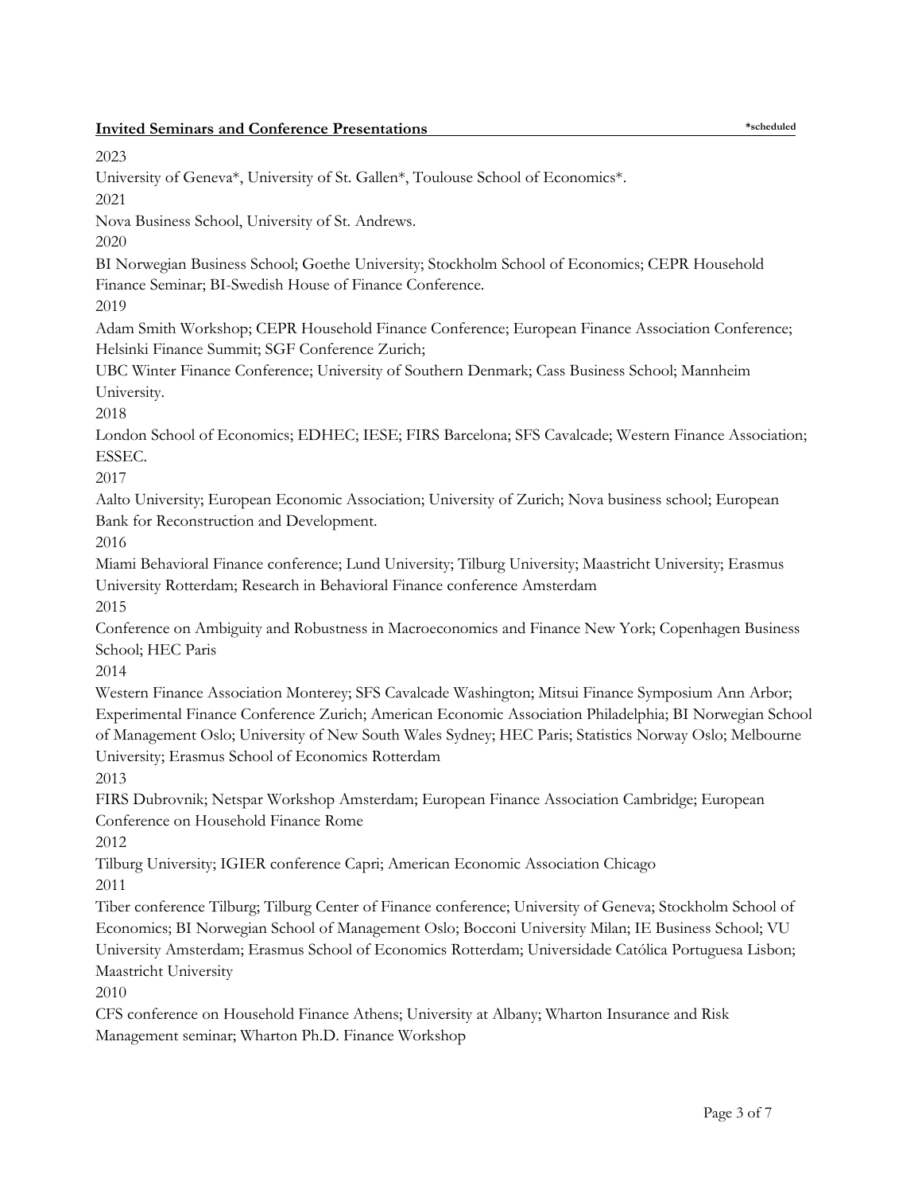## Invited Seminars and Conference Presentations

*scheduled

2023

University of Geneva*, University of St. Gallen*, Toulouse School of Economics*.

2021

Nova Business School, University of St. Andrews.

2020

BI Norwegian Business School; Goethe University; Stockholm School of Economics; CEPR Household Finance Seminar; BI-Swedish House of Finance Conference.

2019

Adam Smith Workshop; CEPR Household Finance Conference; European Finance Association Conference; Helsinki Finance Summit; SGF Conference Zurich;
UBC Winter Finance Conference; University of Southern Denmark; Cass Business School; Mannheim University.

2018

London School of Economics; EDHEC; IESE; FIRS Barcelona; SFS Cavalcade; Western Finance Association; ESSEC.

2017

Aalto University; European Economic Association; University of Zurich; Nova business school; European Bank for Reconstruction and Development.

2016

Miami Behavioral Finance conference; Lund University; Tilburg University; Maastricht University; Erasmus University Rotterdam; Research in Behavioral Finance conference Amsterdam

2015

Conference on Ambiguity and Robustness in Macroeconomics and Finance New York; Copenhagen Business School; HEC Paris

2014

Western Finance Association Monterey; SFS Cavalcade Washington; Mitsui Finance Symposium Ann Arbor; Experimental Finance Conference Zurich; American Economic Association Philadelphia; BI Norwegian School of Management Oslo; University of New South Wales Sydney; HEC Paris; Statistics Norway Oslo; Melbourne University; Erasmus School of Economics Rotterdam

2013

FIRS Dubrovnik; Netspar Workshop Amsterdam; European Finance Association Cambridge; European Conference on Household Finance Rome

2012

Tilburg University; IGIER conference Capri; American Economic Association Chicago

2011

Tiber conference Tilburg; Tilburg Center of Finance conference; University of Geneva; Stockholm School of Economics; BI Norwegian School of Management Oslo; Bocconi University Milan; IE Business School; VU University Amsterdam; Erasmus School of Economics Rotterdam; Universidade Católica Portuguesa Lisbon; Maastricht University

2010

CFS conference on Household Finance Athens; University at Albany; Wharton Insurance and Risk Management seminar; Wharton Ph.D. Finance Workshop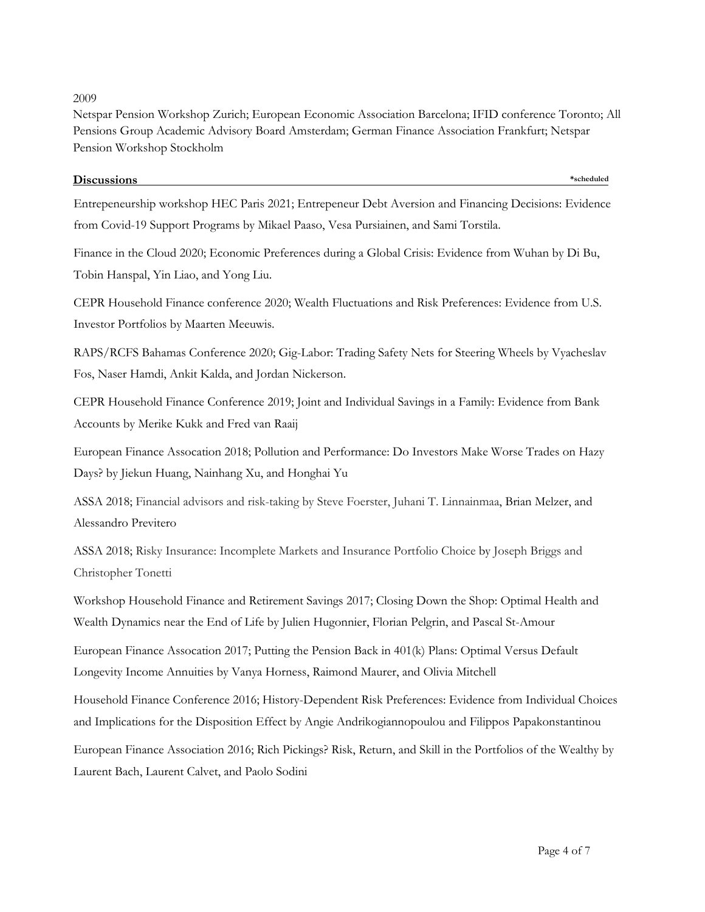2009

Netspar Pension Workshop Zurich; European Economic Association Barcelona; IFID conference Toronto; All Pensions Group Academic Advisory Board Amsterdam; German Finance Association Frankfurt; Netspar Pension Workshop Stockholm

## Discussions

*scheduled

Entrepeneurship workshop HEC Paris 2021; Entrepeneur Debt Aversion and Financing Decisions: Evidence from Covid-19 Support Programs by Mikael Paaso, Vesa Pursiainen, and Sami Torstila.

Finance in the Cloud 2020; Economic Preferences during a Global Crisis: Evidence from Wuhan by Di Bu, Tobin Hanspal, Yin Liao, and Yong Liu.

CEPR Household Finance conference 2020; Wealth Fluctuations and Risk Preferences: Evidence from U.S. Investor Portfolios by Maarten Meeuwis.

RAPS/RCFS Bahamas Conference 2020; Gig-Labor: Trading Safety Nets for Steering Wheels by Vyacheslav Fos, Naser Hamdi, Ankit Kalda, and Jordan Nickerson.

CEPR Household Finance Conference 2019; Joint and Individual Savings in a Family: Evidence from Bank Accounts by Merike Kukk and Fred van Raaij

European Finance Assocation 2018; Pollution and Performance: Do Investors Make Worse Trades on Hazy Days? by Jiekun Huang, Nainhang Xu, and Honghai Yu

ASSA 2018; Financial advisors and risk-taking by Steve Foerster, Juhani T. Linnainmaa, Brian Melzer, and Alessandro Previtero

ASSA 2018; Risky Insurance: Incomplete Markets and Insurance Portfolio Choice by Joseph Briggs and Christopher Tonetti

Workshop Household Finance and Retirement Savings 2017; Closing Down the Shop: Optimal Health and Wealth Dynamics near the End of Life by Julien Hugonnier, Florian Pelgrin, and Pascal St-Amour

European Finance Assocation 2017; Putting the Pension Back in 401(k) Plans: Optimal Versus Default Longevity Income Annuities by Vanya Horness, Raimond Maurer, and Olivia Mitchell

Household Finance Conference 2016; History-Dependent Risk Preferences: Evidence from Individual Choices and Implications for the Disposition Effect by Angie Andrikogiannopoulou and Filippos Papakonstantinou

European Finance Association 2016; Rich Pickings? Risk, Return, and Skill in the Portfolios of the Wealthy by Laurent Bach, Laurent Calvet, and Paolo Sodini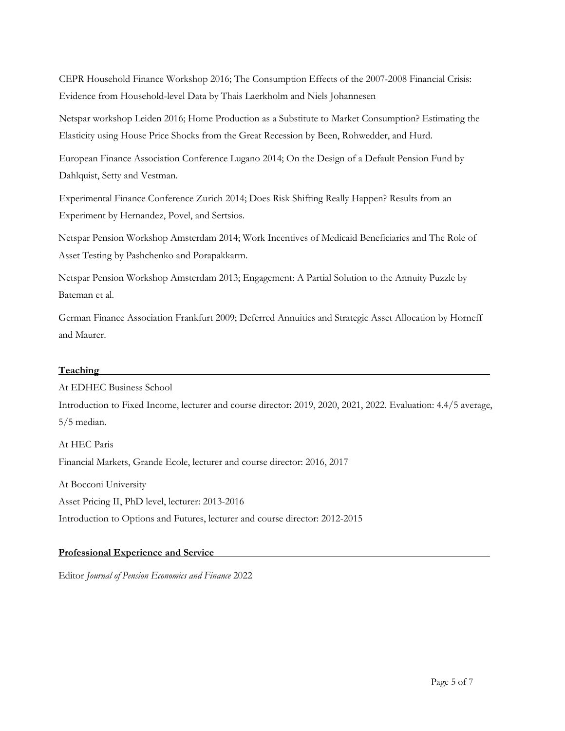CEPR Household Finance Workshop 2016; The Consumption Effects of the 2007-2008 Financial Crisis: Evidence from Household-level Data by Thais Laerkholm and Niels Johannesen

Netspar workshop Leiden 2016; Home Production as a Substitute to Market Consumption? Estimating the Elasticity using House Price Shocks from the Great Recession by Been, Rohwedder, and Hurd.

European Finance Association Conference Lugano 2014; On the Design of a Default Pension Fund by Dahlquist, Setty and Vestman.

Experimental Finance Conference Zurich 2014; Does Risk Shifting Really Happen? Results from an Experiment by Hernandez, Povel, and Sertsios.

Netspar Pension Workshop Amsterdam 2014; Work Incentives of Medicaid Beneficiaries and The Role of Asset Testing by Pashchenko and Porapakkarm.

Netspar Pension Workshop Amsterdam 2013; Engagement: A Partial Solution to the Annuity Puzzle by Bateman et al.

German Finance Association Frankfurt 2009; Deferred Annuities and Strategic Asset Allocation by Horneff and Maurer.

## Teaching

At EDHEC Business School

Introduction to Fixed Income, lecturer and course director: 2019, 2020, 2021, 2022. Evaluation: 4.4/5 average, 5/5 median.

At HEC Paris

Financial Markets, Grande Ecole, lecturer and course director: 2016, 2017

At Bocconi University

Asset Pricing II, PhD level, lecturer: 2013-2016

Introduction to Options and Futures, lecturer and course director: 2012-2015

## Professional Experience and Service

Editor *Journal of Pension Economics and Finance* 2022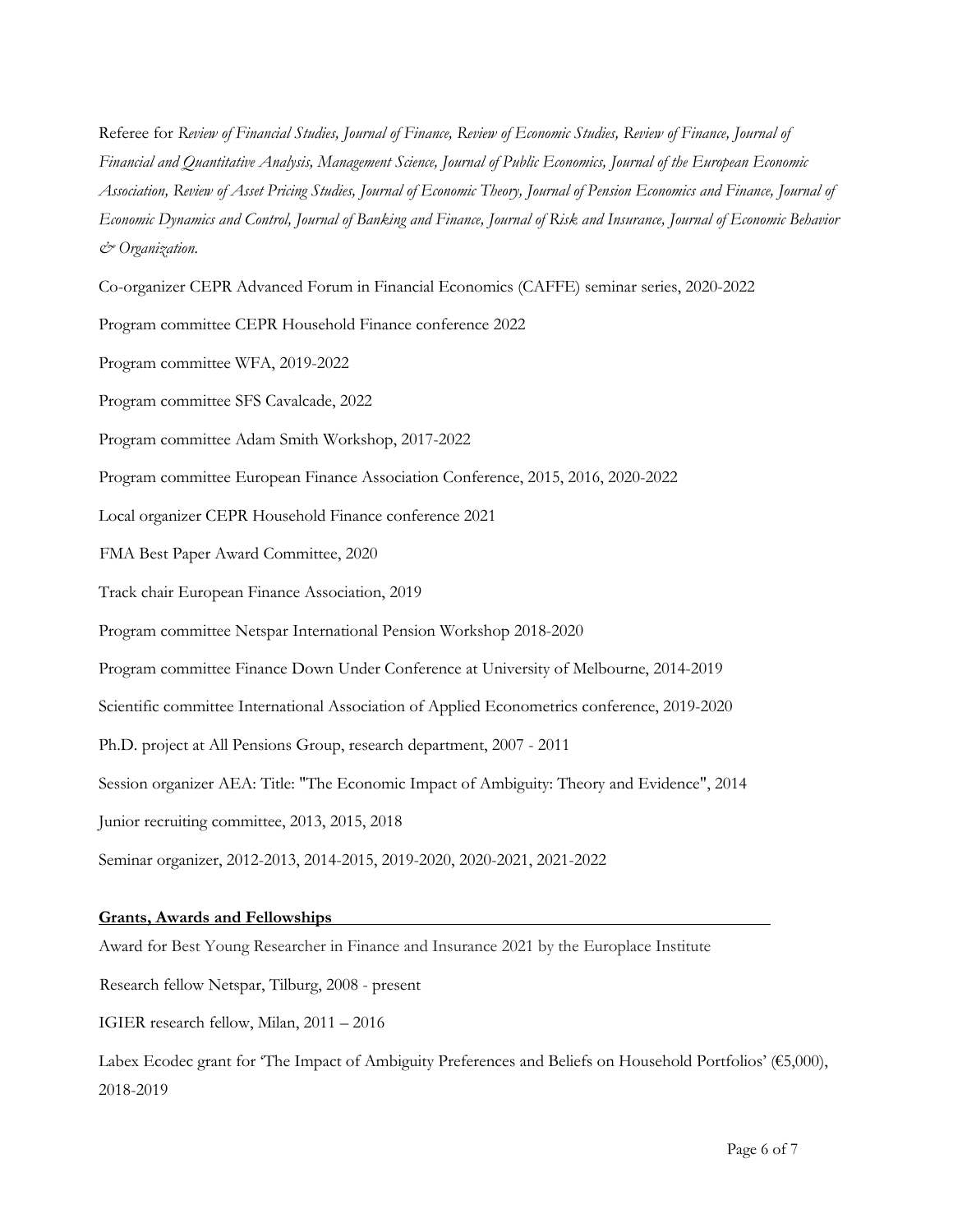Referee for *Review of Financial Studies, Journal of Finance, Review of Economic Studies, Review of Finance, Journal of Financial and Quantitative Analysis, Management Science, Journal of Public Economics, Journal of the European Economic Association, Review of Asset Pricing Studies, Journal of Economic Theory, Journal of Pension Economics and Finance, Journal of Economic Dynamics and Control, Journal of Banking and Finance, Journal of Risk and Insurance, Journal of Economic Behavior & Organization.*

Co-organizer CEPR Advanced Forum in Financial Economics (CAFFE) seminar series, 2020-2022

Program committee CEPR Household Finance conference 2022

Program committee WFA, 2019-2022

Program committee SFS Cavalcade, 2022

Program committee Adam Smith Workshop, 2017-2022

Program committee European Finance Association Conference, 2015, 2016, 2020-2022

Local organizer CEPR Household Finance conference 2021

FMA Best Paper Award Committee, 2020

Track chair European Finance Association, 2019

Program committee Netspar International Pension Workshop 2018-2020

Program committee Finance Down Under Conference at University of Melbourne, 2014-2019

Scientific committee International Association of Applied Econometrics conference, 2019-2020

Ph.D. project at All Pensions Group, research department, 2007 - 2011

Session organizer AEA: Title: "The Economic Impact of Ambiguity: Theory and Evidence", 2014

Junior recruiting committee, 2013, 2015, 2018

Seminar organizer, 2012-2013, 2014-2015, 2019-2020, 2020-2021, 2021-2022

## Grants, Awards and Fellowships

Award for Best Young Researcher in Finance and Insurance 2021 by the Europlace Institute

Research fellow Netspar, Tilburg, 2008 - present

IGIER research fellow, Milan, 2011 – 2016

Labex Ecodec grant for 'The Impact of Ambiguity Preferences and Beliefs on Household Portfolios' (€5,000), 2018-2019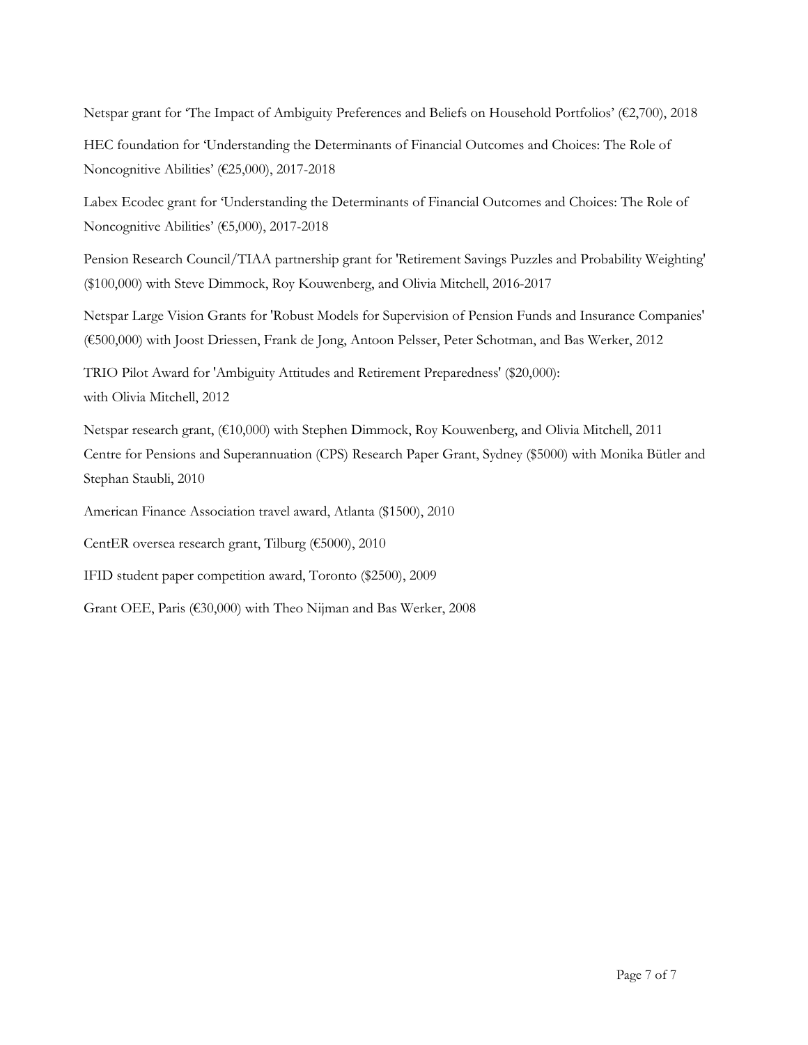Netspar grant for 'The Impact of Ambiguity Preferences and Beliefs on Household Portfolios' (€2,700), 2018

HEC foundation for 'Understanding the Determinants of Financial Outcomes and Choices: The Role of Noncognitive Abilities' (€25,000), 2017-2018

Labex Ecodec grant for 'Understanding the Determinants of Financial Outcomes and Choices: The Role of Noncognitive Abilities' (€5,000), 2017-2018

Pension Research Council/TIAA partnership grant for 'Retirement Savings Puzzles and Probability Weighting' ($100,000) with Steve Dimmock, Roy Kouwenberg, and Olivia Mitchell, 2016-2017

Netspar Large Vision Grants for 'Robust Models for Supervision of Pension Funds and Insurance Companies' (€500,000) with Joost Driessen, Frank de Jong, Antoon Pelsser, Peter Schotman, and Bas Werker, 2012

TRIO Pilot Award for 'Ambiguity Attitudes and Retirement Preparedness' ($20,000):
with Olivia Mitchell, 2012

Netspar research grant, (€10,000) with Stephen Dimmock, Roy Kouwenberg, and Olivia Mitchell, 2011
Centre for Pensions and Superannuation (CPS) Research Paper Grant, Sydney ($5000) with Monika Bütler and Stephan Staubli, 2010

American Finance Association travel award, Atlanta ($1500), 2010

CentER oversea research grant, Tilburg (€5000), 2010

IFID student paper competition award, Toronto ($2500), 2009

Grant OEE, Paris (€30,000) with Theo Nijman and Bas Werker, 2008